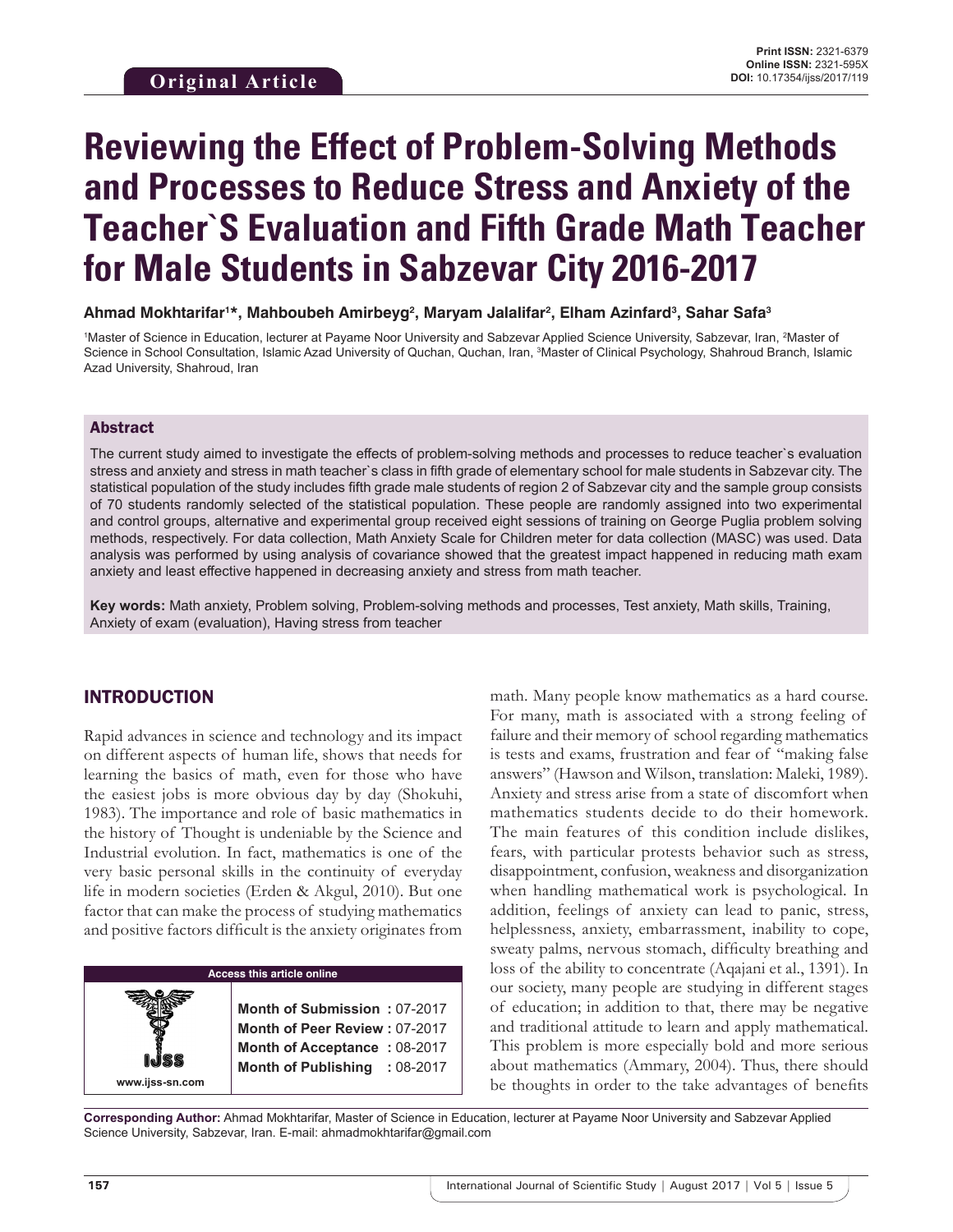Original Article

**Print ISSN:** 2321-6379
**Online ISSN:** 2321-595X
**DOI:** 10.17354/ijss/2017/119

# Reviewing the Effect of Problem-Solving Methods and Processes to Reduce Stress and Anxiety of the Teacher`S Evaluation and Fifth Grade Math Teacher for Male Students in Sabzevar City 2016-2017

**Ahmad Mokhtarifar[1]*, Mahboubeh Amirbeyg[2], Maryam Jalalifar[2], Elham Azinfard[3], Sahar Safa[3]**

[1]Master of Science in Education, lecturer at Payame Noor University and Sabzevar Applied Science University, Sabzevar, Iran, [2]Master of Science in School Consultation, Islamic Azad University of Quchan, Quchan, Iran, [3]Master of Clinical Psychology, Shahroud Branch, Islamic Azad University, Shahroud, Iran

## Abstract

The current study aimed to investigate the effects of problem-solving methods and processes to reduce teacher`s evaluation stress and anxiety and stress in math teacher`s class in fifth grade of elementary school for male students in Sabzevar city. The statistical population of the study includes fifth grade male students of region 2 of Sabzevar city and the sample group consists of 70 students randomly selected of the statistical population. These people are randomly assigned into two experimental and control groups, alternative and experimental group received eight sessions of training on George Puglia problem solving methods, respectively. For data collection, Math Anxiety Scale for Children meter for data collection (MASC) was used. Data analysis was performed by using analysis of covariance showed that the greatest impact happened in reducing math exam anxiety and least effective happened in decreasing anxiety and stress from math teacher.

**Key words:** Math anxiety, Problem solving, Problem-solving methods and processes, Test anxiety, Math skills, Training, Anxiety of exam (evaluation), Having stress from teacher

## INTRODUCTION

Rapid advances in science and technology and its impact on different aspects of human life, shows that needs for learning the basics of math, even for those who have the easiest jobs is more obvious day by day (Shokuhi, 1983). The importance and role of basic mathematics in the history of Thought is undeniable by the Science and Industrial evolution. In fact, mathematics is one of the very basic personal skills in the continuity of everyday life in modern societies (Erden & Akgul, 2010). But one factor that can make the process of studying mathematics and positive factors difficult is the anxiety originates from math. Many people know mathematics as a hard course. For many, math is associated with a strong feeling of failure and their memory of school regarding mathematics is tests and exams, frustration and fear of "making false answers" (Hawson and Wilson, translation: Maleki, 1989). Anxiety and stress arise from a state of discomfort when mathematics students decide to do their homework. The main features of this condition include dislikes, fears, with particular protests behavior such as stress, disappointment, confusion, weakness and disorganization when handling mathematical work is psychological. In addition, feelings of anxiety can lead to panic, stress, helplessness, anxiety, embarrassment, inability to cope, sweaty palms, nervous stomach, difficulty breathing and loss of the ability to concentrate (Aqajani et al., 1391). In our society, many people are studying in different stages of education; in addition to that, there may be negative and traditional attitude to learn and apply mathematical. This problem is more especially bold and more serious about mathematics (Ammary, 2004). Thus, there should be thoughts in order to the take advantages of benefits

| Access this article online | |
|---|---|
| www.ijss-sn.com | **Month of Submission :** 07-2017 |
| | **Month of Peer Review :** 07-2017 |
| | **Month of Acceptance :** 08-2017 |
| | **Month of Publishing :** 08-2017 |

**Corresponding Author:** Ahmad Mokhtarifar, Master of Science in Education, lecturer at Payame Noor University and Sabzevar Applied Science University, Sabzevar, Iran. E-mail: ahmadmokhtarifar@gmail.com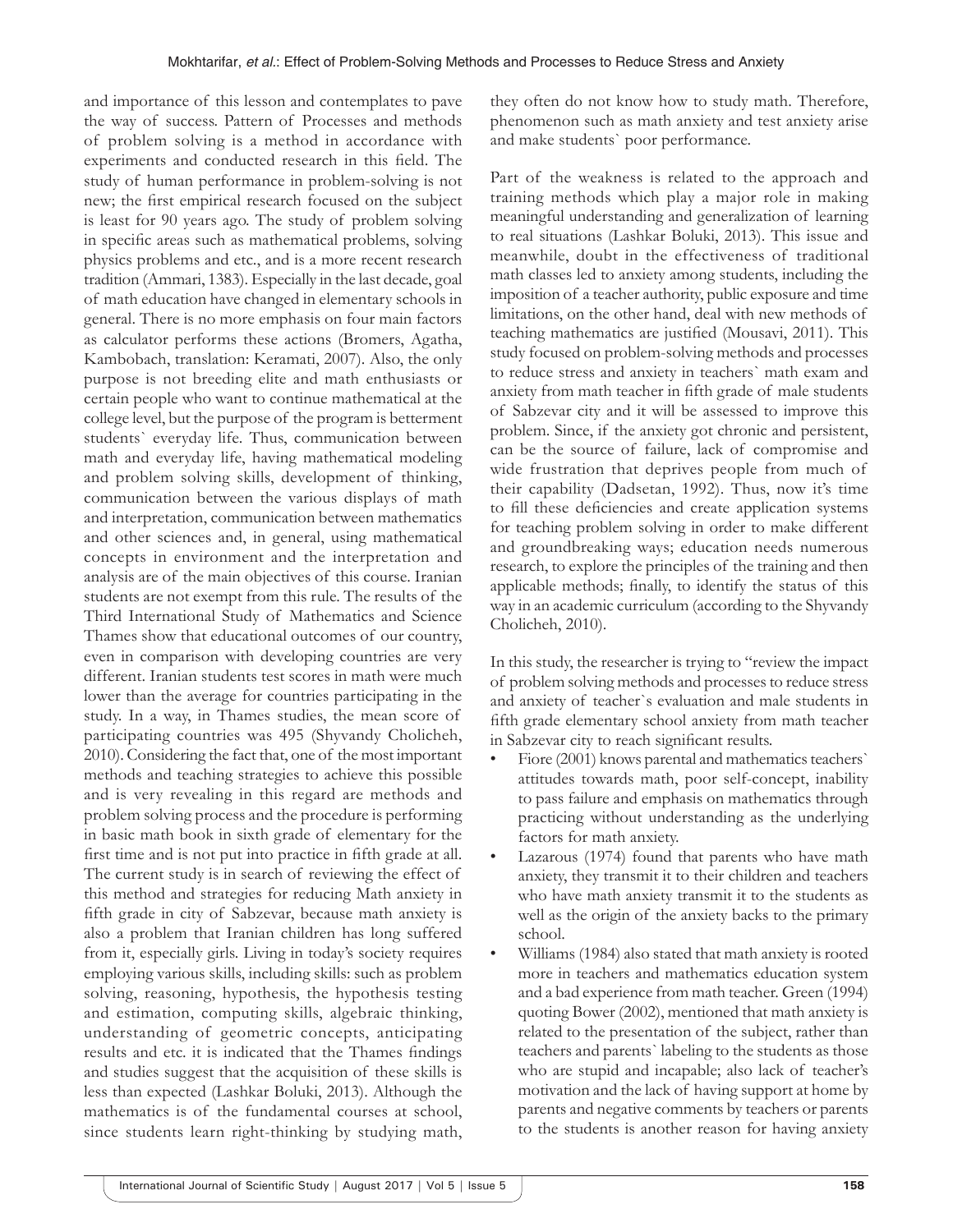and importance of this lesson and contemplates to pave the way of success. Pattern of Processes and methods of problem solving is a method in accordance with experiments and conducted research in this field. The study of human performance in problem-solving is not new; the first empirical research focused on the subject is least for 90 years ago. The study of problem solving in specific areas such as mathematical problems, solving physics problems and etc., and is a more recent research tradition (Ammari, 1383). Especially in the last decade, goal of math education have changed in elementary schools in general. There is no more emphasis on four main factors as calculator performs these actions (Bromers, Agatha, Kambobach, translation: Keramati, 2007). Also, the only purpose is not breeding elite and math enthusiasts or certain people who want to continue mathematical at the college level, but the purpose of the program is betterment students` everyday life. Thus, communication between math and everyday life, having mathematical modeling and problem solving skills, development of thinking, communication between the various displays of math and interpretation, communication between mathematics and other sciences and, in general, using mathematical concepts in environment and the interpretation and analysis are of the main objectives of this course. Iranian students are not exempt from this rule. The results of the Third International Study of Mathematics and Science Thames show that educational outcomes of our country, even in comparison with developing countries are very different. Iranian students test scores in math were much lower than the average for countries participating in the study. In a way, in Thames studies, the mean score of participating countries was 495 (Shyvandy Cholicheh, 2010). Considering the fact that, one of the most important methods and teaching strategies to achieve this possible and is very revealing in this regard are methods and problem solving process and the procedure is performing in basic math book in sixth grade of elementary for the first time and is not put into practice in fifth grade at all. The current study is in search of reviewing the effect of this method and strategies for reducing Math anxiety in fifth grade in city of Sabzevar, because math anxiety is also a problem that Iranian children has long suffered from it, especially girls. Living in today's society requires employing various skills, including skills: such as problem solving, reasoning, hypothesis, the hypothesis testing and estimation, computing skills, algebraic thinking, understanding of geometric concepts, anticipating results and etc. it is indicated that the Thames findings and studies suggest that the acquisition of these skills is less than expected (Lashkar Boluki, 2013). Although the mathematics is of the fundamental courses at school, since students learn right-thinking by studying math, they often do not know how to study math. Therefore, phenomenon such as math anxiety and test anxiety arise and make students` poor performance.

Part of the weakness is related to the approach and training methods which play a major role in making meaningful understanding and generalization of learning to real situations (Lashkar Boluki, 2013). This issue and meanwhile, doubt in the effectiveness of traditional math classes led to anxiety among students, including the imposition of a teacher authority, public exposure and time limitations, on the other hand, deal with new methods of teaching mathematics are justified (Mousavi, 2011). This study focused on problem-solving methods and processes to reduce stress and anxiety in teachers` math exam and anxiety from math teacher in fifth grade of male students of Sabzevar city and it will be assessed to improve this problem. Since, if the anxiety got chronic and persistent, can be the source of failure, lack of compromise and wide frustration that deprives people from much of their capability (Dadsetan, 1992). Thus, now it's time to fill these deficiencies and create application systems for teaching problem solving in order to make different and groundbreaking ways; education needs numerous research, to explore the principles of the training and then applicable methods; finally, to identify the status of this way in an academic curriculum (according to the Shyvandy Cholicheh, 2010).

In this study, the researcher is trying to "review the impact of problem solving methods and processes to reduce stress and anxiety of teacher`s evaluation and male students in fifth grade elementary school anxiety from math teacher in Sabzevar city to reach significant results.

- Fiore (2001) knows parental and mathematics teachers` attitudes towards math, poor self-concept, inability to pass failure and emphasis on mathematics through practicing without understanding as the underlying factors for math anxiety.
- Lazarous (1974) found that parents who have math anxiety, they transmit it to their children and teachers who have math anxiety transmit it to the students as well as the origin of the anxiety backs to the primary school.
- Williams (1984) also stated that math anxiety is rooted more in teachers and mathematics education system and a bad experience from math teacher. Green (1994) quoting Bower (2002), mentioned that math anxiety is related to the presentation of the subject, rather than teachers and parents` labeling to the students as those who are stupid and incapable; also lack of teacher's motivation and the lack of having support at home by parents and negative comments by teachers or parents to the students is another reason for having anxiety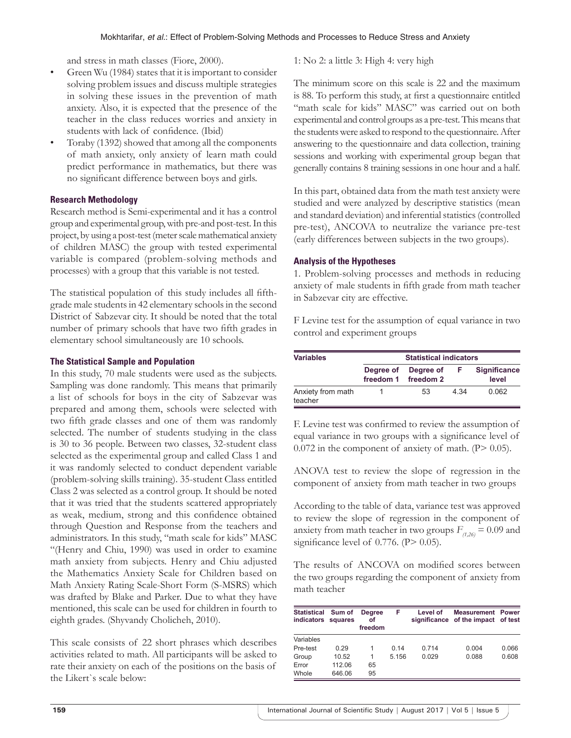and stress in math classes (Fiore, 2000).

- Green Wu (1984) states that it is important to consider solving problem issues and discuss multiple strategies in solving these issues in the prevention of math anxiety. Also, it is expected that the presence of the teacher in the class reduces worries and anxiety in students with lack of confidence. (Ibid)
- Toraby (1392) showed that among all the components of math anxiety, only anxiety of learn math could predict performance in mathematics, but there was no significant difference between boys and girls.

### Research Methodology

Research method is Semi-experimental and it has a control group and experimental group, with pre-and post-test. In this project, by using a post-test (meter scale mathematical anxiety of children MASC) the group with tested experimental variable is compared (problem-solving methods and processes) with a group that this variable is not tested.

The statistical population of this study includes all fifth-grade male students in 42 elementary schools in the second District of Sabzevar city. It should be noted that the total number of primary schools that have two fifth grades in elementary school simultaneously are 10 schools.

### The Statistical Sample and Population

In this study, 70 male students were used as the subjects. Sampling was done randomly. This means that primarily a list of schools for boys in the city of Sabzevar was prepared and among them, schools were selected with two fifth grade classes and one of them was randomly selected. The number of students studying in the class is 30 to 36 people. Between two classes, 32-student class selected as the experimental group and called Class 1 and it was randomly selected to conduct dependent variable (problem-solving skills training). 35-student Class entitled Class 2 was selected as a control group. It should be noted that it was tried that the students scattered appropriately as weak, medium, strong and this confidence obtained through Question and Response from the teachers and administrators. In this study, "math scale for kids" MASC "(Henry and Chiu, 1990) was used in order to examine math anxiety from subjects. Henry and Chiu adjusted the Mathematics Anxiety Scale for Children based on Math Anxiety Rating Scale-Short Form (S-MSRS) which was drafted by Blake and Parker. Due to what they have mentioned, this scale can be used for children in fourth to eighth grades. (Shyvandy Cholicheh, 2010).

This scale consists of 22 short phrases which describes activities related to math. All participants will be asked to rate their anxiety on each of the positions on the basis of the Likert`s scale below:

1: No 2: a little 3: High 4: very high

The minimum score on this scale is 22 and the maximum is 88. To perform this study, at first a questionnaire entitled "math scale for kids" MASC" was carried out on both experimental and control groups as a pre-test. This means that the students were asked to respond to the questionnaire. After answering to the questionnaire and data collection, training sessions and working with experimental group began that generally contains 8 training sessions in one hour and a half.

In this part, obtained data from the math test anxiety were studied and were analyzed by descriptive statistics (mean and standard deviation) and inferential statistics (controlled pre-test), ANCOVA to neutralize the variance pre-test (early differences between subjects in the two groups).

### Analysis of the Hypotheses

1. Problem-solving processes and methods in reducing anxiety of male students in fifth grade from math teacher in Sabzevar city are effective.

F Levine test for the assumption of equal variance in two control and experiment groups

| Variables | Statistical indicators | | | |
|---|---|---|---|---|
| | Degree of freedom 1 | Degree of freedom 2 | F | Significance level |
| Anxiety from math teacher | 1 | 53 | 4.34 | 0.062 |

F. Levine test was confirmed to review the assumption of equal variance in two groups with a significance level of 0.072 in the component of anxiety of math. ($P > 0.05$).

ANOVA test to review the slope of regression in the component of anxiety from math teacher in two groups

According to the table of data, variance test was approved to review the slope of regression in the component of anxiety from math teacher in two groups $F_{(1,26)} = 0.09$ and significance level of 0.776. ($P > 0.05$).

The results of ANCOVA on modified scores between the two groups regarding the component of anxiety from math teacher

| Statistical indicators | Sum of squares | Degree of freedom | F | Level of significance | Measurement of the impact | Power of test |
|---|---|---|---|---|---|---|
| Variables | | | | | | |
| Pre-test | 0.29 | 1 | 0.14 | 0.714 | 0.004 | 0.066 |
| Group | 10.52 | 1 | 5.156 | 0.029 | 0.088 | 0.608 |
| Error | 112.06 | 65 | | | | |
| Whole | 646.06 | 95 | | | | |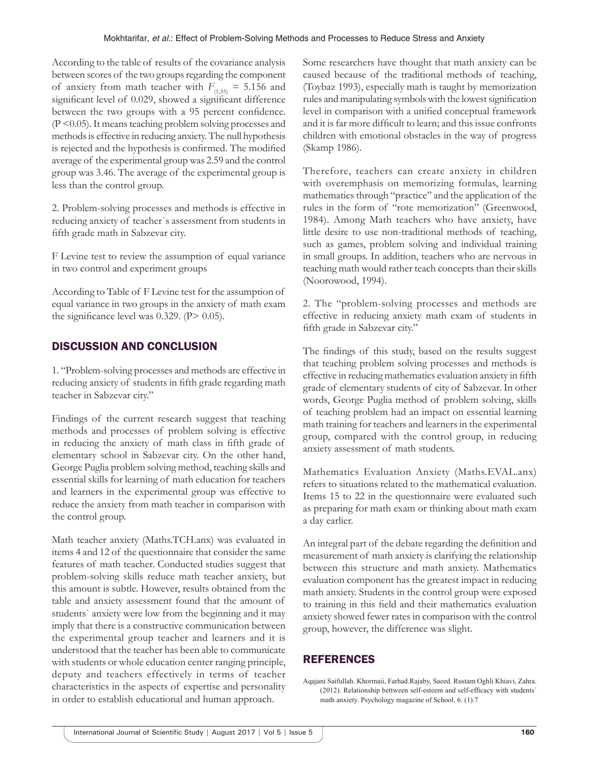According to the table of results of the covariance analysis between scores of the two groups regarding the component of anxiety from math teacher with $F_{(1,55)} = 5.156$ and significant level of 0.029, showed a significant difference between the two groups with a 95 percent confidence. ($P < 0.05$). It means teaching problem solving processes and methods is effective in reducing anxiety. The null hypothesis is rejected and the hypothesis is confirmed. The modified average of the experimental group was 2.59 and the control group was 3.46. The average of the experimental group is less than the control group.

2. Problem-solving processes and methods is effective in reducing anxiety of teacher`s assessment from students in fifth grade math in Sabzevar city.

F Levine test to review the assumption of equal variance in two control and experiment groups

According to Table of F Levine test for the assumption of equal variance in two groups in the anxiety of math exam the significance level was 0.329. ($P > 0.05$).

## DISCUSSION AND CONCLUSION

1. "Problem-solving processes and methods are effective in reducing anxiety of students in fifth grade regarding math teacher in Sabzevar city."

Findings of the current research suggest that teaching methods and processes of problem solving is effective in reducing the anxiety of math class in fifth grade of elementary school in Sabzevar city. On the other hand, George Puglia problem solving method, teaching skills and essential skills for learning of math education for teachers and learners in the experimental group was effective to reduce the anxiety from math teacher in comparison with the control group.

Math teacher anxiety (Maths.TCH.anx) was evaluated in items 4 and 12 of the questionnaire that consider the same features of math teacher. Conducted studies suggest that problem-solving skills reduce math teacher anxiety, but this amount is subtle. However, results obtained from the table and anxiety assessment found that the amount of students` anxiety were low from the beginning and it may imply that there is a constructive communication between the experimental group teacher and learners and it is understood that the teacher has been able to communicate with students or whole education center ranging principle, deputy and teachers effectively in terms of teacher characteristics in the aspects of expertise and personality in order to establish educational and human approach.

Some researchers have thought that math anxiety can be caused because of the traditional methods of teaching, (Toybaz 1993), especially math is taught by memorization rules and manipulating symbols with the lowest signification level in comparison with a unified conceptual framework and it is far more difficult to learn; and this issue confronts children with emotional obstacles in the way of progress (Skamp 1986).

Therefore, teachers can create anxiety in children with overemphasis on memorizing formulas, learning mathematics through "practice" and the application of the rules in the form of "rote memorization" (Greenwood, 1984). Among Math teachers who have anxiety, have little desire to use non-traditional methods of teaching, such as games, problem solving and individual training in small groups. In addition, teachers who are nervous in teaching math would rather teach concepts than their skills (Noorowood, 1994).

2. The "problem-solving processes and methods are effective in reducing anxiety math exam of students in fifth grade in Sabzevar city."

The findings of this study, based on the results suggest that teaching problem solving processes and methods is effective in reducing mathematics evaluation anxiety in fifth grade of elementary students of city of Sabzevar. In other words, George Puglia method of problem solving, skills of teaching problem had an impact on essential learning math training for teachers and learners in the experimental group, compared with the control group, in reducing anxiety assessment of math students.

Mathematics Evaluation Anxiety (Maths.EVAL.anx) refers to situations related to the mathematical evaluation. Items 15 to 22 in the questionnaire were evaluated such as preparing for math exam or thinking about math exam a day earlier.

An integral part of the debate regarding the definition and measurement of math anxiety is clarifying the relationship between this structure and math anxiety. Mathematics evaluation component has the greatest impact in reducing math anxiety. Students in the control group were exposed to training in this field and their mathematics evaluation anxiety showed fewer rates in comparison with the control group, however, the difference was slight.

## REFERENCES

Aqajani Saifullah. Khormaii, Farhad.Rajaby, Saeed. Rustam Oghli Khiavi, Zahra. (2012). Relationship bettween self-esteem and self-efficacy with students` math anxiety. Psychology magazine of School. 6. (1).7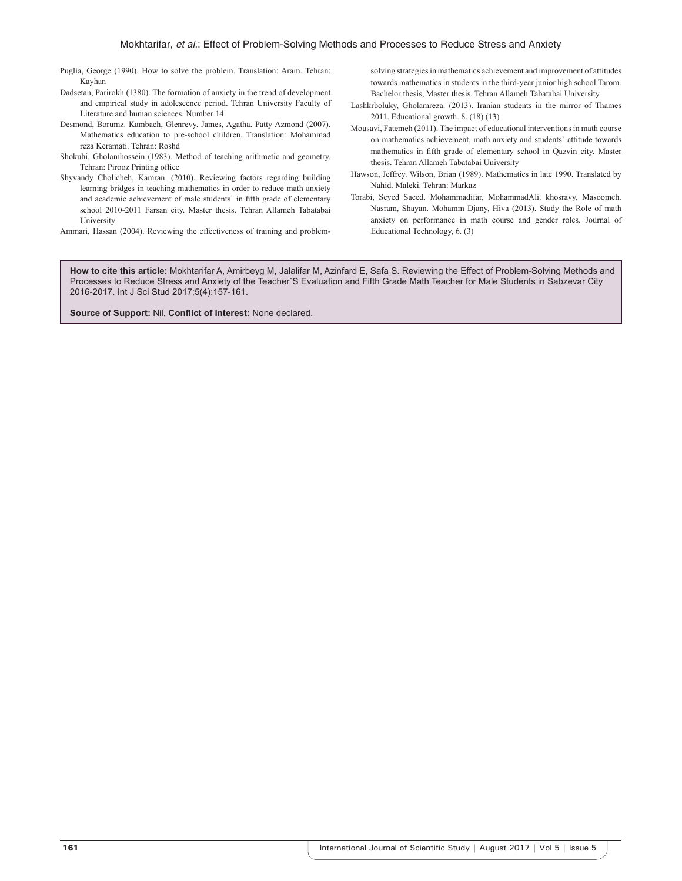Puglia, George (1990). How to solve the problem. Translation: Aram. Tehran: Kayhan

Dadsetan, Parirokh (1380). The formation of anxiety in the trend of development and empirical study in adolescence period. Tehran University Faculty of Literature and human sciences. Number 14

Desmond, Borumz. Kambach, Glenrevy. James, Agatha. Patty Azmond (2007). Mathematics education to pre-school children. Translation: Mohammad reza Keramati. Tehran: Roshd

Shokuhi, Gholamhossein (1983). Method of teaching arithmetic and geometry. Tehran: Pirooz Printing office

Shyvandy Cholicheh, Kamran. (2010). Reviewing factors regarding building learning bridges in teaching mathematics in order to reduce math anxiety and academic achievement of male students` in fifth grade of elementary school 2010-2011 Farsan city. Master thesis. Tehran Allameh Tabatabai University

Ammari, Hassan (2004). Reviewing the effectiveness of training and problem-solving strategies in mathematics achievement and improvement of attitudes towards mathematics in students in the third-year junior high school Tarom. Bachelor thesis, Master thesis. Tehran Allameh Tabatabai University

Lashkrboluky, Gholamreza. (2013). Iranian students in the mirror of Thames 2011. Educational growth. 8. (18) (13)

Mousavi, Fatemeh (2011). The impact of educational interventions in math course on mathematics achievement, math anxiety and students` attitude towards mathematics in fifth grade of elementary school in Qazvin city. Master thesis. Tehran Allameh Tabatabai University

Hawson, Jeffrey. Wilson, Brian (1989). Mathematics in late 1990. Translated by Nahid. Maleki. Tehran: Markaz

Torabi, Seyed Saeed. Mohammadifar, MohammadAli. khosravy, Masoomeh. Nasram, Shayan. Mohamm Djany, Hiva (2013). Study the Role of math anxiety on performance in math course and gender roles. Journal of Educational Technology, 6. (3)

**How to cite this article:** Mokhtarifar A, Amirbeyg M, Jalalifar M, Azinfard E, Safa S. Reviewing the Effect of Problem-Solving Methods and Processes to Reduce Stress and Anxiety of the Teacher`S Evaluation and Fifth Grade Math Teacher for Male Students in Sabzevar City 2016-2017. Int J Sci Stud 2017;5(4):157-161.

**Source of Support:** Nil, **Conflict of Interest:** None declared.